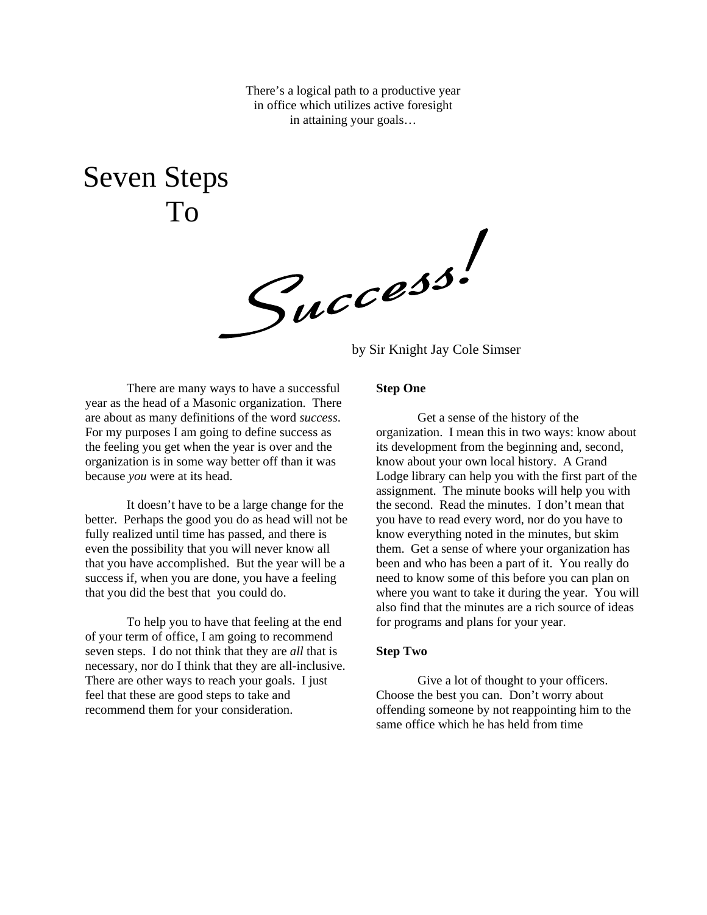There's a logical path to a productive year in office which utilizes active foresight in attaining your goals…

# Seven Steps To Success!

by Sir Knight Jay Cole Simser

There are many ways to have a successful year as the head of a Masonic organization. There are about as many definitions of the word *success*. For my purposes I am going to define success as the feeling you get when the year is over and the organization is in some way better off than it was because *you* were at its head.

It doesn't have to be a large change for the better. Perhaps the good you do as head will not be fully realized until time has passed, and there is even the possibility that you will never know all that you have accomplished. But the year will be a success if, when you are done, you have a feeling that you did the best that you could do.

To help you to have that feeling at the end of your term of office, I am going to recommend seven steps. I do not think that they are *all* that is necessary, nor do I think that they are all-inclusive. There are other ways to reach your goals. I just feel that these are good steps to take and recommend them for your consideration.

**Step One**

Get a sense of the history of the organization. I mean this in two ways: know about its development from the beginning and, second, know about your own local history. A Grand Lodge library can help you with the first part of the assignment. The minute books will help you with the second. Read the minutes. I don't mean that you have to read every word, nor do you have to know everything noted in the minutes, but skim them. Get a sense of where your organization has been and who has been a part of it. You really do need to know some of this before you can plan on where you want to take it during the year. You will also find that the minutes are a rich source of ideas for programs and plans for your year.

**Step Two**

Give a lot of thought to your officers. Choose the best you can. Don't worry about offending someone by not reappointing him to the same office which he has held from time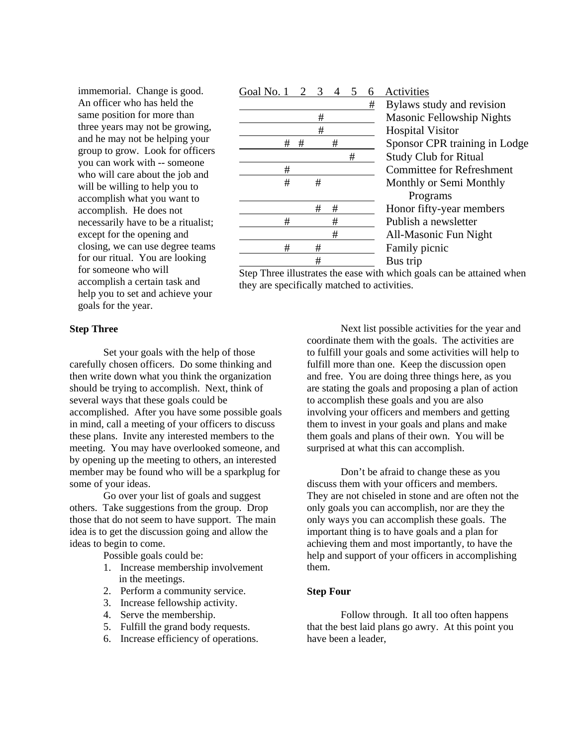immemorial. Change is good. An officer who has held the same position for more than three years may not be growing, and he may not be helping your group to grow. Look for officers you can work with -- someone who will care about the job and will be willing to help you to accomplish what you want to accomplish. He does not necessarily have to be a ritualist; except for the opening and closing, we can use degree teams for our ritual. You are looking for someone who will accomplish a certain task and help you to set and achieve your goals for the year.

| Goal No. 1 | 2 | 3 | 4 | 5 | 6 | Activities |
|---|---|---|---|---|---|---|
| | | | | | # | Bylaws study and revision |
| | | # | | | | Masonic Fellowship Nights |
| | | # | | | | Hospital Visitor |
| # | # | | # | | | Sponsor CPR training in Lodge |
| | | | | # | | Study Club for Ritual |
| # | | | | | | Committee for Refreshment |
| # | | # | | | | Monthly or Semi Monthly Programs |
| | | # | # | | | Honor fifty-year members |
| # | | | # | | | Publish a newsletter |
| | | | # | | | All-Masonic Fun Night |
| # | | # | | | | Family picnic |
| | | # | | | | Bus trip |

Step Three illustrates the ease with which goals can be attained when they are specifically matched to activities.

**Step Three**

Set your goals with the help of those carefully chosen officers. Do some thinking and then write down what you think the organization should be trying to accomplish. Next, think of several ways that these goals could be accomplished. After you have some possible goals in mind, call a meeting of your officers to discuss these plans. Invite any interested members to the meeting. You may have overlooked someone, and by opening up the meeting to others, an interested member may be found who will be a sparkplug for some of your ideas.

Go over your list of goals and suggest others. Take suggestions from the group. Drop those that do not seem to have support. The main idea is to get the discussion going and allow the ideas to begin to come.

Possible goals could be:

1. Increase membership involvement in the meetings.
2. Perform a community service.
3. Increase fellowship activity.
4. Serve the membership.
5. Fulfill the grand body requests.
6. Increase efficiency of operations.

Next list possible activities for the year and coordinate them with the goals. The activities are to fulfill your goals and some activities will help to fulfill more than one. Keep the discussion open and free. You are doing three things here, as you are stating the goals and proposing a plan of action to accomplish these goals and you are also involving your officers and members and getting them to invest in your goals and plans and make them goals and plans of their own. You will be surprised at what this can accomplish.

Don't be afraid to change these as you discuss them with your officers and members. They are not chiseled in stone and are often not the only goals you can accomplish, nor are they the only ways you can accomplish these goals. The important thing is to have goals and a plan for achieving them and most importantly, to have the help and support of your officers in accomplishing them.

**Step Four**

Follow through. It all too often happens that the best laid plans go awry. At this point you have been a leader,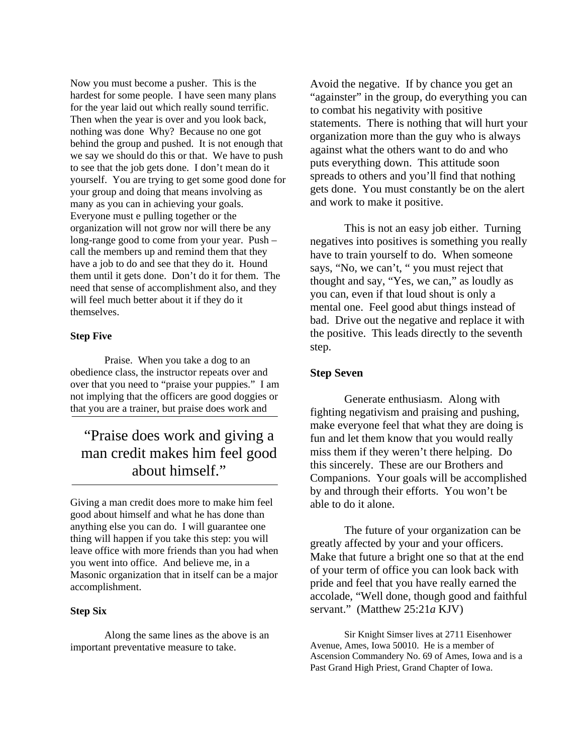Now you must become a pusher. This is the hardest for some people. I have seen many plans for the year laid out which really sound terrific. Then when the year is over and you look back, nothing was done Why? Because no one got behind the group and pushed. It is not enough that we say we should do this or that. We have to push to see that the job gets done. I don't mean do it yourself. You are trying to get some good done for your group and doing that means involving as many as you can in achieving your goals. Everyone must e pulling together or the organization will not grow nor will there be any long-range good to come from your year. Push – call the members up and remind them that they have a job to do and see that they do it. Hound them until it gets done. Don't do it for them. The need that sense of accomplishment also, and they will feel much better about it if they do it themselves.

**Step Five**

Praise. When you take a dog to an obedience class, the instructor repeats over and over that you need to "praise your puppies." I am not implying that the officers are good doggies or that you are a trainer, but praise does work and

> "Praise does work and giving a man credit makes him feel good about himself."

Giving a man credit does more to make him feel good about himself and what he has done than anything else you can do. I will guarantee one thing will happen if you take this step: you will leave office with more friends than you had when you went into office. And believe me, in a Masonic organization that in itself can be a major accomplishment.

**Step Six**

Along the same lines as the above is an important preventative measure to take.

Avoid the negative. If by chance you get an "againster" in the group, do everything you can to combat his negativity with positive statements. There is nothing that will hurt your organization more than the guy who is always against what the others want to do and who puts everything down. This attitude soon spreads to others and you'll find that nothing gets done. You must constantly be on the alert and work to make it positive.

This is not an easy job either. Turning negatives into positives is something you really have to train yourself to do. When someone says, "No, we can't, " you must reject that thought and say, "Yes, we can," as loudly as you can, even if that loud shout is only a mental one. Feel good abut things instead of bad. Drive out the negative and replace it with the positive. This leads directly to the seventh step.

**Step Seven**

Generate enthusiasm. Along with fighting negativism and praising and pushing, make everyone feel that what they are doing is fun and let them know that you would really miss them if they weren't there helping. Do this sincerely. These are our Brothers and Companions. Your goals will be accomplished by and through their efforts. You won't be able to do it alone.

The future of your organization can be greatly affected by your and your officers. Make that future a bright one so that at the end of your term of office you can look back with pride and feel that you have really earned the accolade, "Well done, though good and faithful servant." (Matthew 25:21*a* KJV)

Sir Knight Simser lives at 2711 Eisenhower Avenue, Ames, Iowa 50010. He is a member of Ascension Commandery No. 69 of Ames, Iowa and is a Past Grand High Priest, Grand Chapter of Iowa.